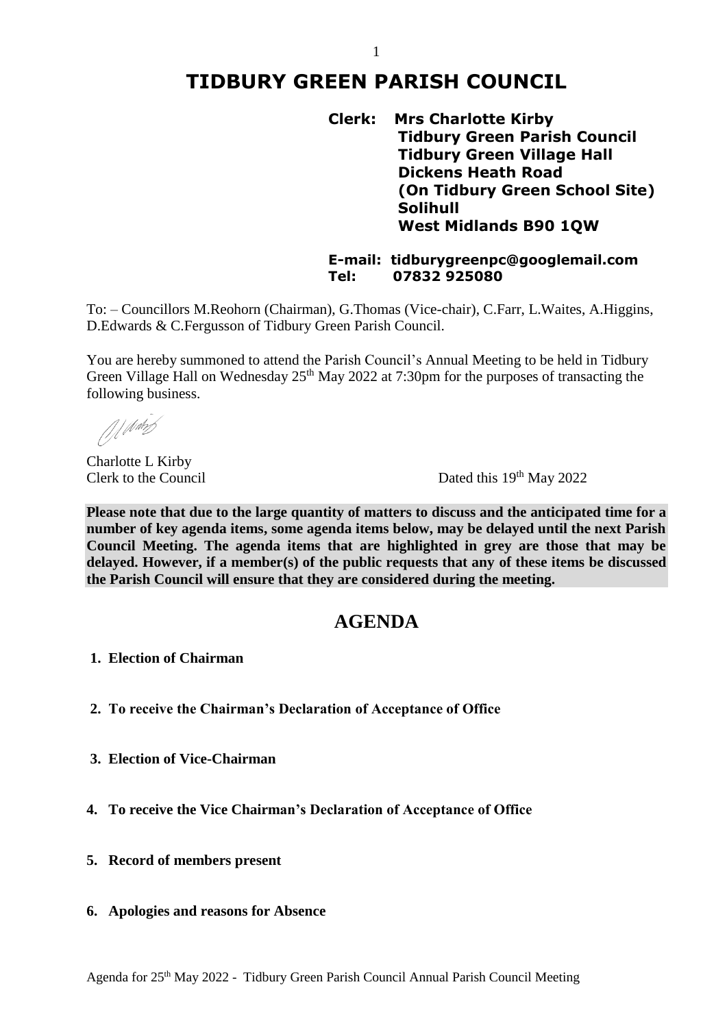# TIDBURY GREEN PARISH COUNCIL

**Clerk: Mrs Charlotte Kirby**
**Tidbury Green Parish Council**
**Tidbury Green Village Hall**
**Dickens Heath Road**
**(On Tidbury Green School Site)**
**Solihull**
**West Midlands B90 1QW**

**E-mail: tidburygreenpc@googlemail.com**
**Tel: 07832 925080**

To: – Councillors M.Reohorn (Chairman), G.Thomas (Vice-chair), C.Farr, L.Waites, A.Higgins, D.Edwards & C.Fergusson of Tidbury Green Parish Council.

You are hereby summoned to attend the Parish Council's Annual Meeting to be held in Tidbury Green Village Hall on Wednesday 25th May 2022 at 7:30pm for the purposes of transacting the following business.

Charlotte L Kirby
Clerk to the Council

Dated this 19th May 2022

**Please note that due to the large quantity of matters to discuss and the anticipated time for a number of key agenda items, some agenda items below, may be delayed until the next Parish Council Meeting. The agenda items that are highlighted in grey are those that may be delayed. However, if a member(s) of the public requests that any of these items be discussed the Parish Council will ensure that they are considered during the meeting.**

## AGENDA

1. **Election of Chairman**

2. **To receive the Chairman's Declaration of Acceptance of Office**

3. **Election of Vice-Chairman**

4. **To receive the Vice Chairman's Declaration of Acceptance of Office**

5. **Record of members present**

6. **Apologies and reasons for Absence**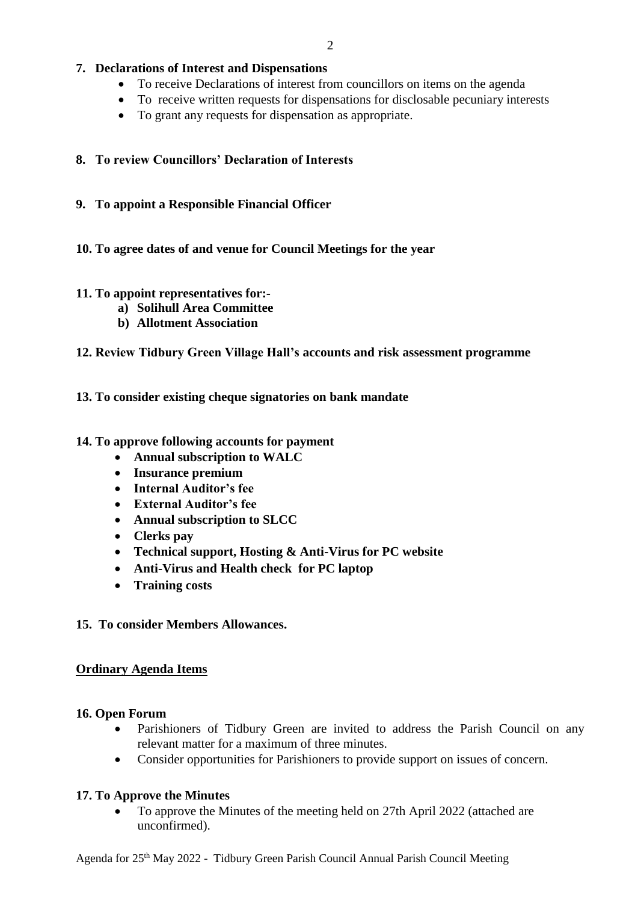**7. Declarations of Interest and Dispensations**

- To receive Declarations of interest from councillors on items on the agenda
- To receive written requests for dispensations for disclosable pecuniary interests
- To grant any requests for dispensation as appropriate.

**8. To review Councillors' Declaration of Interests**

**9. To appoint a Responsible Financial Officer**

**10. To agree dates of and venue for Council Meetings for the year**

**11. To appoint representatives for:-**

**a) Solihull Area Committee**

**b) Allotment Association**

**12. Review Tidbury Green Village Hall's accounts and risk assessment programme**

**13. To consider existing cheque signatories on bank mandate**

**14. To approve following accounts for payment**

- **Annual subscription to WALC**
- **Insurance premium**
- **Internal Auditor's fee**
- **External Auditor's fee**
- **Annual subscription to SLCC**
- **Clerks pay**
- **Technical support, Hosting & Anti-Virus for PC website**
- **Anti-Virus and Health check for PC laptop**
- **Training costs**

**15. To consider Members Allowances.**

**<u>Ordinary Agenda Items</u>**

**16. Open Forum**

- Parishioners of Tidbury Green are invited to address the Parish Council on any relevant matter for a maximum of three minutes.
- Consider opportunities for Parishioners to provide support on issues of concern.

**17. To Approve the Minutes**

- To approve the Minutes of the meeting held on 27th April 2022 (attached are unconfirmed).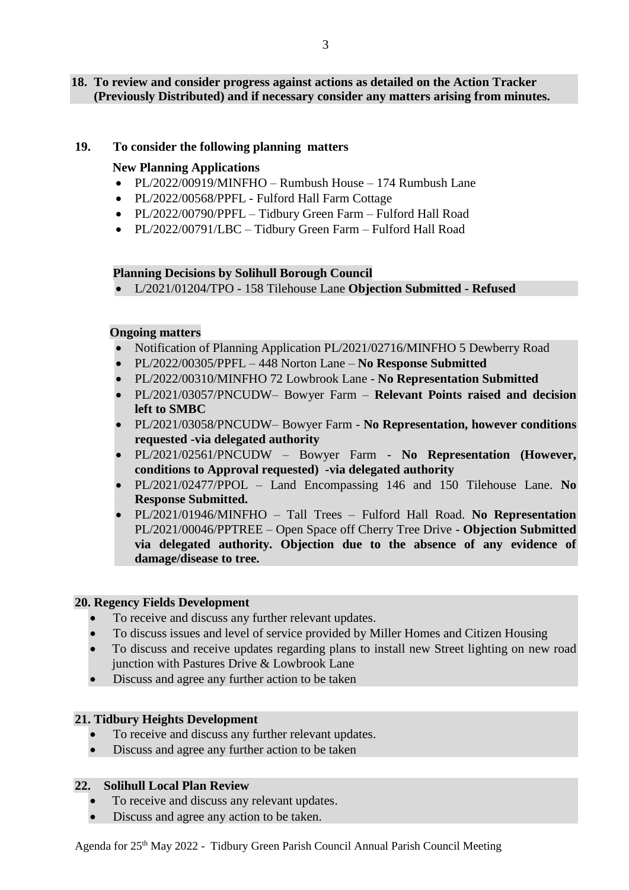**18. To review and consider progress against actions as detailed on the Action Tracker (Previously Distributed) and if necessary consider any matters arising from minutes.**

**19. To consider the following planning matters**

**New Planning Applications**

- PL/2022/00919/MINFHO – Rumbush House – 174 Rumbush Lane
- PL/2022/00568/PPFL - Fulford Hall Farm Cottage
- PL/2022/00790/PPFL – Tidbury Green Farm – Fulford Hall Road
- PL/2022/00791/LBC – Tidbury Green Farm – Fulford Hall Road

**Planning Decisions by Solihull Borough Council**

- L/2021/01204/TPO - 158 Tilehouse Lane **Objection Submitted - Refused**

**Ongoing matters**

- Notification of Planning Application PL/2021/02716/MINFHO 5 Dewberry Road
- PL/2022/00305/PPFL – 448 Norton Lane – **No Response Submitted**
- PL/2022/00310/MINFHO 72 Lowbrook Lane - **No Representation Submitted**
- PL/2021/03057/PNCUDW– Bowyer Farm – **Relevant Points raised and decision left to SMBC**
- PL/2021/03058/PNCUDW– Bowyer Farm - **No Representation, however conditions requested -via delegated authority**
- PL/2021/02561/PNCUDW – Bowyer Farm - **No Representation (However, conditions to Approval requested) -via delegated authority**
- PL/2021/02477/PPOL – Land Encompassing 146 and 150 Tilehouse Lane. **No Response Submitted.**
- PL/2021/01946/MINFHO – Tall Trees – Fulford Hall Road. **No Representation** PL/2021/00046/PPTREE – Open Space off Cherry Tree Drive - **Objection Submitted via delegated authority. Objection due to the absence of any evidence of damage/disease to tree.**

**20. Regency Fields Development**

- To receive and discuss any further relevant updates.
- To discuss issues and level of service provided by Miller Homes and Citizen Housing
- To discuss and receive updates regarding plans to install new Street lighting on new road junction with Pastures Drive & Lowbrook Lane
- Discuss and agree any further action to be taken

**21. Tidbury Heights Development**

- To receive and discuss any further relevant updates.
- Discuss and agree any further action to be taken

**22. Solihull Local Plan Review**

- To receive and discuss any relevant updates.
- Discuss and agree any action to be taken.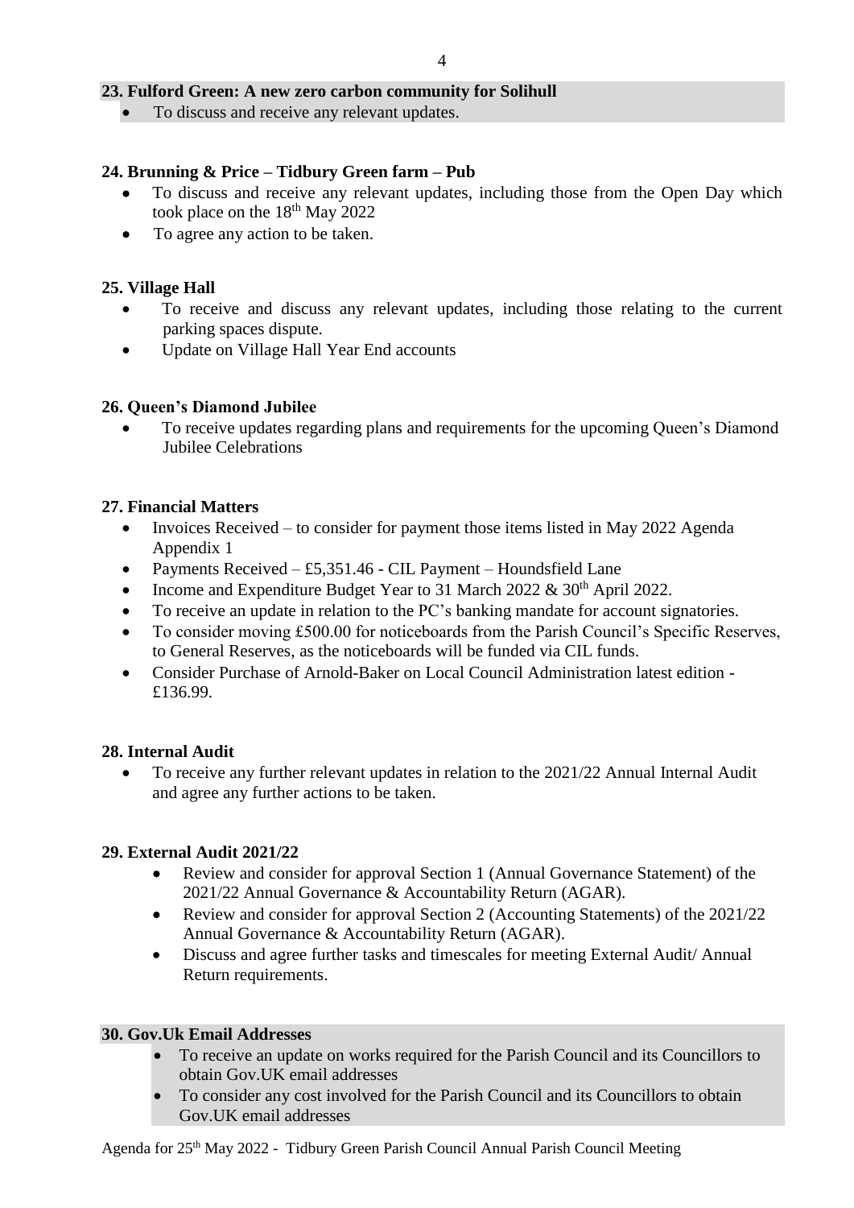**23. Fulford Green: A new zero carbon community for Solihull**

- To discuss and receive any relevant updates.

**24. Brunning & Price – Tidbury Green farm – Pub**

- To discuss and receive any relevant updates, including those from the Open Day which took place on the 18th May 2022
- To agree any action to be taken.

**25. Village Hall**

- To receive and discuss any relevant updates, including those relating to the current parking spaces dispute.
- Update on Village Hall Year End accounts

**26. Queen's Diamond Jubilee**

- To receive updates regarding plans and requirements for the upcoming Queen's Diamond Jubilee Celebrations

**27. Financial Matters**

- Invoices Received – to consider for payment those items listed in May 2022 Agenda Appendix 1
- Payments Received – £5,351.46 - CIL Payment – Houndsfield Lane
- Income and Expenditure Budget Year to 31 March 2022 & 30th April 2022.
- To receive an update in relation to the PC's banking mandate for account signatories.
- To consider moving £500.00 for noticeboards from the Parish Council's Specific Reserves, to General Reserves, as the noticeboards will be funded via CIL funds.
- Consider Purchase of Arnold-Baker on Local Council Administration latest edition - £136.99.

**28. Internal Audit**

- To receive any further relevant updates in relation to the 2021/22 Annual Internal Audit and agree any further actions to be taken.

**29. External Audit 2021/22**

- Review and consider for approval Section 1 (Annual Governance Statement) of the 2021/22 Annual Governance & Accountability Return (AGAR).
- Review and consider for approval Section 2 (Accounting Statements) of the 2021/22 Annual Governance & Accountability Return (AGAR).
- Discuss and agree further tasks and timescales for meeting External Audit/ Annual Return requirements.

**30. Gov.Uk Email Addresses**

- To receive an update on works required for the Parish Council and its Councillors to obtain Gov.UK email addresses
- To consider any cost involved for the Parish Council and its Councillors to obtain Gov.UK email addresses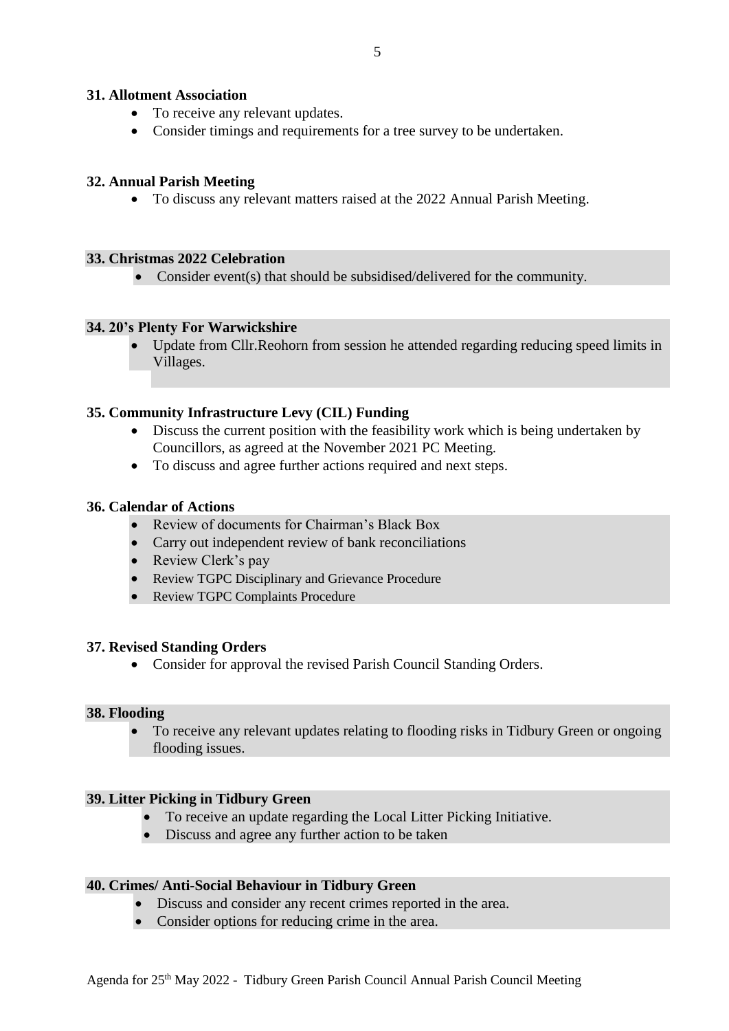**31. Allotment Association**

- To receive any relevant updates.
- Consider timings and requirements for a tree survey to be undertaken.

**32. Annual Parish Meeting**

- To discuss any relevant matters raised at the 2022 Annual Parish Meeting.

**33. Christmas 2022 Celebration**

- Consider event(s) that should be subsidised/delivered for the community.

**34. 20's Plenty For Warwickshire**

- Update from Cllr.Reohorn from session he attended regarding reducing speed limits in Villages.

**35. Community Infrastructure Levy (CIL) Funding**

- Discuss the current position with the feasibility work which is being undertaken by Councillors, as agreed at the November 2021 PC Meeting.
- To discuss and agree further actions required and next steps.

**36. Calendar of Actions**

- Review of documents for Chairman's Black Box
- Carry out independent review of bank reconciliations
- Review Clerk's pay
- Review TGPC Disciplinary and Grievance Procedure
- Review TGPC Complaints Procedure

**37. Revised Standing Orders**

- Consider for approval the revised Parish Council Standing Orders.

**38. Flooding**

- To receive any relevant updates relating to flooding risks in Tidbury Green or ongoing flooding issues.

**39. Litter Picking in Tidbury Green**

- To receive an update regarding the Local Litter Picking Initiative.
- Discuss and agree any further action to be taken

**40. Crimes/ Anti-Social Behaviour in Tidbury Green**

- Discuss and consider any recent crimes reported in the area.
- Consider options for reducing crime in the area.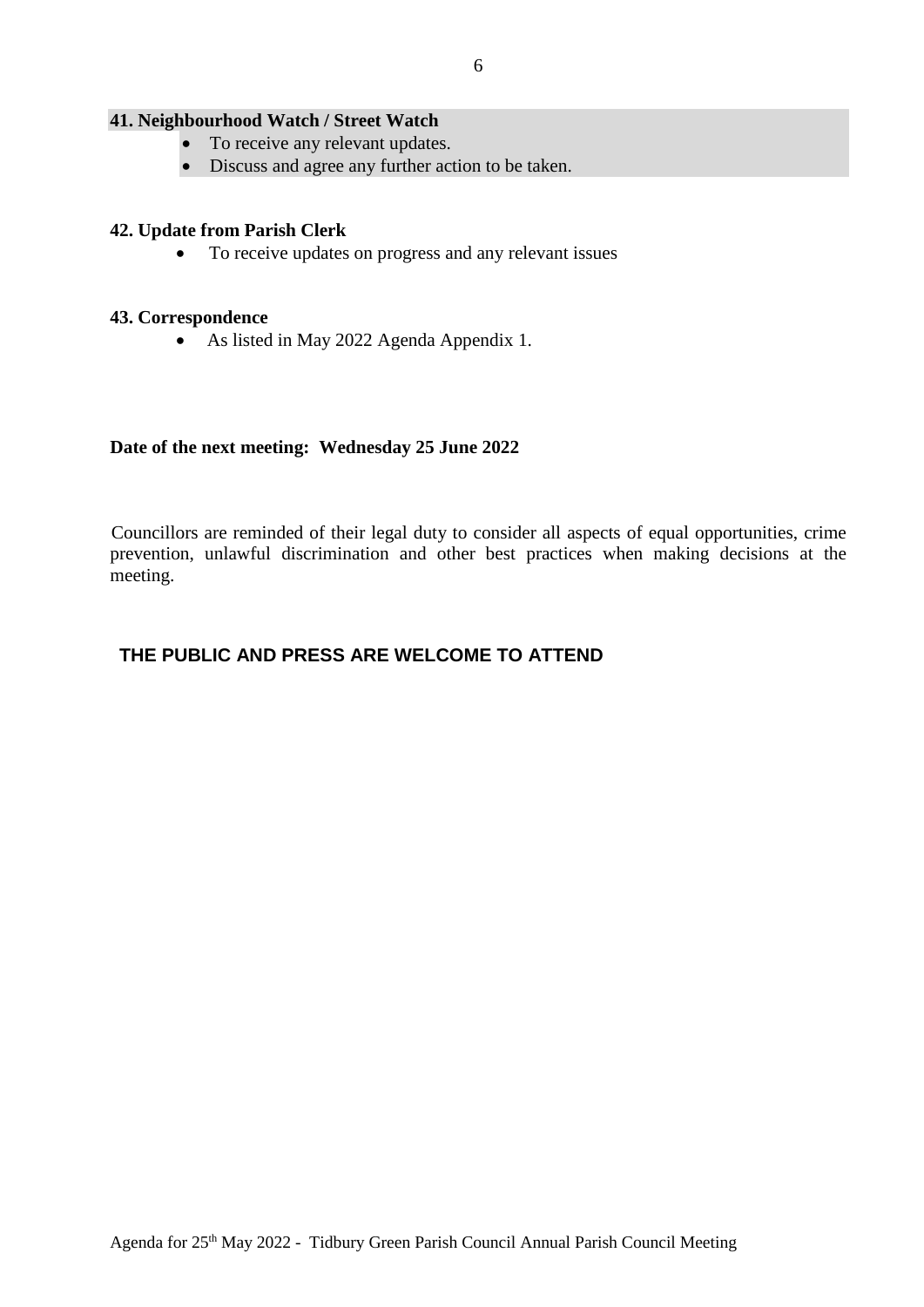**41. Neighbourhood Watch / Street Watch**

- To receive any relevant updates.
- Discuss and agree any further action to be taken.

**42. Update from Parish Clerk**

- To receive updates on progress and any relevant issues

**43. Correspondence**

- As listed in May 2022 Agenda Appendix 1.

**Date of the next meeting: Wednesday 25 June 2022**

Councillors are reminded of their legal duty to consider all aspects of equal opportunities, crime prevention, unlawful discrimination and other best practices when making decisions at the meeting.

**THE PUBLIC AND PRESS ARE WELCOME TO ATTEND**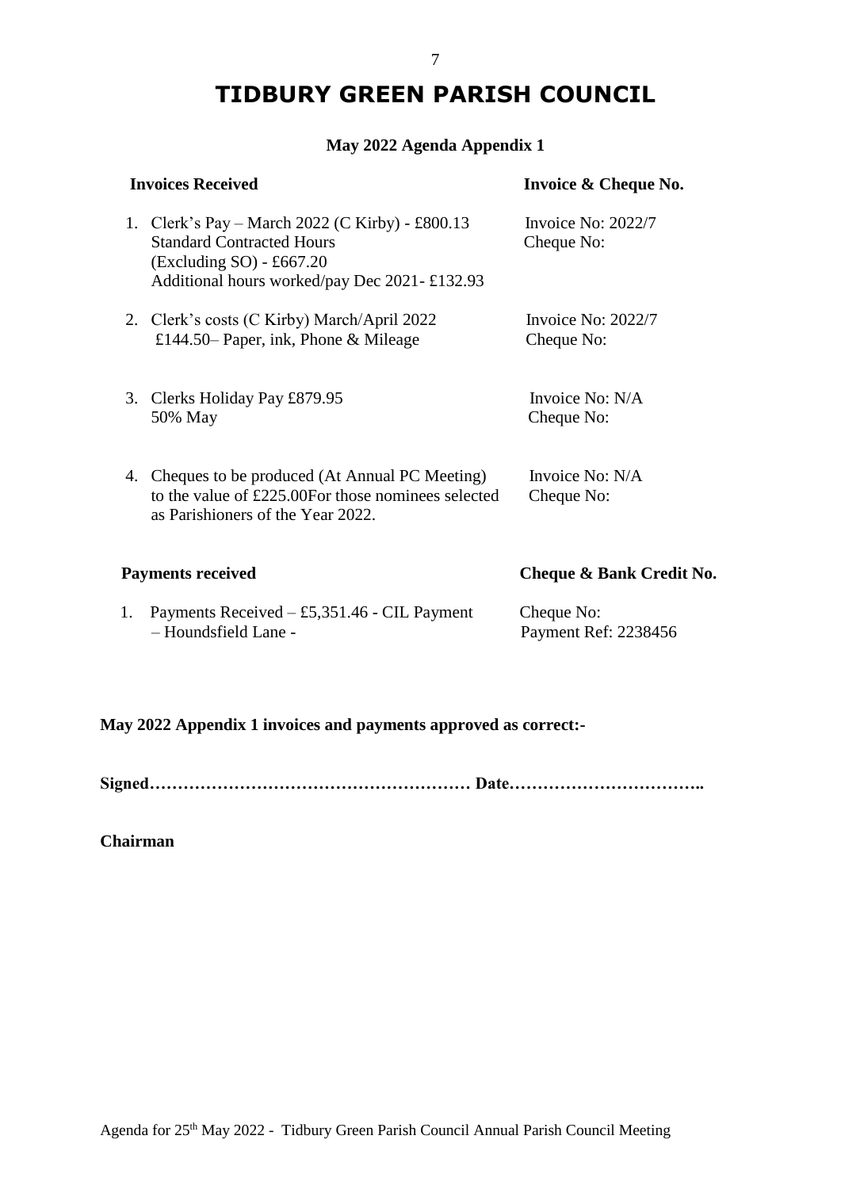# TIDBURY GREEN PARISH COUNCIL

**May 2022 Agenda Appendix 1**

| **Invoices Received** | **Invoice & Cheque No.** |
|---|---|
| 1. Clerk's Pay – March 2022 (C Kirby) - £800.13<br>Standard Contracted Hours<br>(Excluding SO) - £667.20<br>Additional hours worked/pay Dec 2021- £132.93 | Invoice No: 2022/7<br>Cheque No: |
| 2. Clerk's costs (C Kirby) March/April 2022<br>£144.50– Paper, ink, Phone & Mileage | Invoice No: 2022/7<br>Cheque No: |
| 3. Clerks Holiday Pay £879.95<br>50% May | Invoice No: N/A<br>Cheque No: |
| 4. Cheques to be produced (At Annual PC Meeting) to the value of £225.00For those nominees selected as Parishioners of the Year 2022. | Invoice No: N/A<br>Cheque No: |

| **Payments received** | **Cheque & Bank Credit No.** |
|---|---|
| 1. Payments Received – £5,351.46 - CIL Payment – Houndsfield Lane - | Cheque No:<br>Payment Ref: 2238456 |

**May 2022 Appendix 1 invoices and payments approved as correct:-**

**Signed………………………………………………… Date……………………………..**

**Chairman**

Agenda for 25th May 2022 - Tidbury Green Parish Council Annual Parish Council Meeting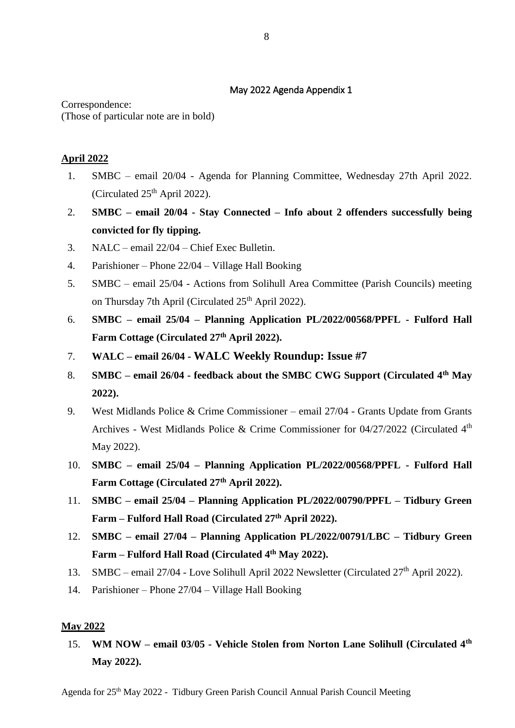May 2022 Agenda Appendix 1

Correspondence:
(Those of particular note are in bold)

**April 2022**

1. SMBC – email 20/04 - Agenda for Planning Committee, Wednesday 27th April 2022. (Circulated 25th April 2022).
2. **SMBC – email 20/04 - Stay Connected – Info about 2 offenders successfully being convicted for fly tipping.**
3. NALC – email 22/04 – Chief Exec Bulletin.
4. Parishioner – Phone 22/04 – Village Hall Booking
5. SMBC – email 25/04 - Actions from Solihull Area Committee (Parish Councils) meeting on Thursday 7th April (Circulated 25th April 2022).
6. **SMBC – email 25/04 – Planning Application PL/2022/00568/PPFL - Fulford Hall Farm Cottage (Circulated 27th April 2022).**
7. **WALC – email 26/04 - WALC Weekly Roundup: Issue #7**
8. **SMBC – email 26/04 - feedback about the SMBC CWG Support (Circulated 4th May 2022).**
9. West Midlands Police & Crime Commissioner – email 27/04 - Grants Update from Grants Archives - West Midlands Police & Crime Commissioner for 04/27/2022 (Circulated 4th May 2022).
10. **SMBC – email 25/04 – Planning Application PL/2022/00568/PPFL - Fulford Hall Farm Cottage (Circulated 27th April 2022).**
11. **SMBC – email 25/04 – Planning Application PL/2022/00790/PPFL – Tidbury Green Farm – Fulford Hall Road (Circulated 27th April 2022).**
12. **SMBC – email 27/04 – Planning Application PL/2022/00791/LBC – Tidbury Green Farm – Fulford Hall Road (Circulated 4th May 2022).**
13. SMBC – email 27/04 - Love Solihull April 2022 Newsletter (Circulated 27th April 2022).
14. Parishioner – Phone 27/04 – Village Hall Booking

**May 2022**

15. **WM NOW – email 03/05 - Vehicle Stolen from Norton Lane Solihull (Circulated 4th May 2022).**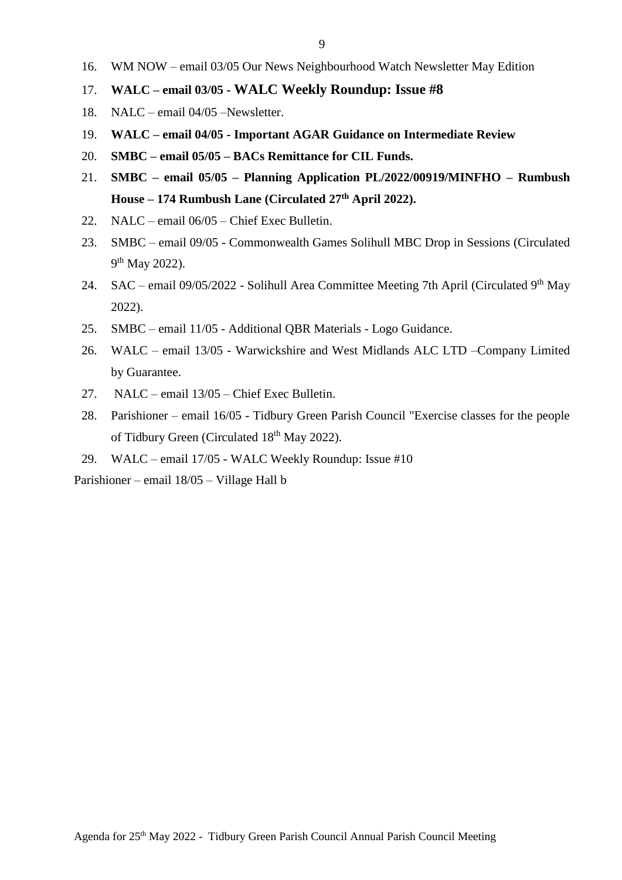16. WM NOW – email 03/05 Our News Neighbourhood Watch Newsletter May Edition
17. **WALC – email 03/05 - WALC Weekly Roundup: Issue #8**
18. NALC – email 04/05 –Newsletter.
19. **WALC – email 04/05 - Important AGAR Guidance on Intermediate Review**
20. **SMBC – email 05/05 – BACs Remittance for CIL Funds.**
21. **SMBC – email 05/05 – Planning Application PL/2022/00919/MINFHO – Rumbush House – 174 Rumbush Lane (Circulated 27th April 2022).**
22. NALC – email 06/05 – Chief Exec Bulletin.
23. SMBC – email 09/05 - Commonwealth Games Solihull MBC Drop in Sessions (Circulated 9th May 2022).
24. SAC – email 09/05/2022 - Solihull Area Committee Meeting 7th April (Circulated 9th May 2022).
25. SMBC – email 11/05 - Additional QBR Materials - Logo Guidance.
26. WALC – email 13/05 - Warwickshire and West Midlands ALC LTD –Company Limited by Guarantee.
27. NALC – email 13/05 – Chief Exec Bulletin.
28. Parishioner – email 16/05 - Tidbury Green Parish Council "Exercise classes for the people of Tidbury Green (Circulated 18th May 2022).
29. WALC – email 17/05 - WALC Weekly Roundup: Issue #10

Parishioner – email 18/05 – Village Hall b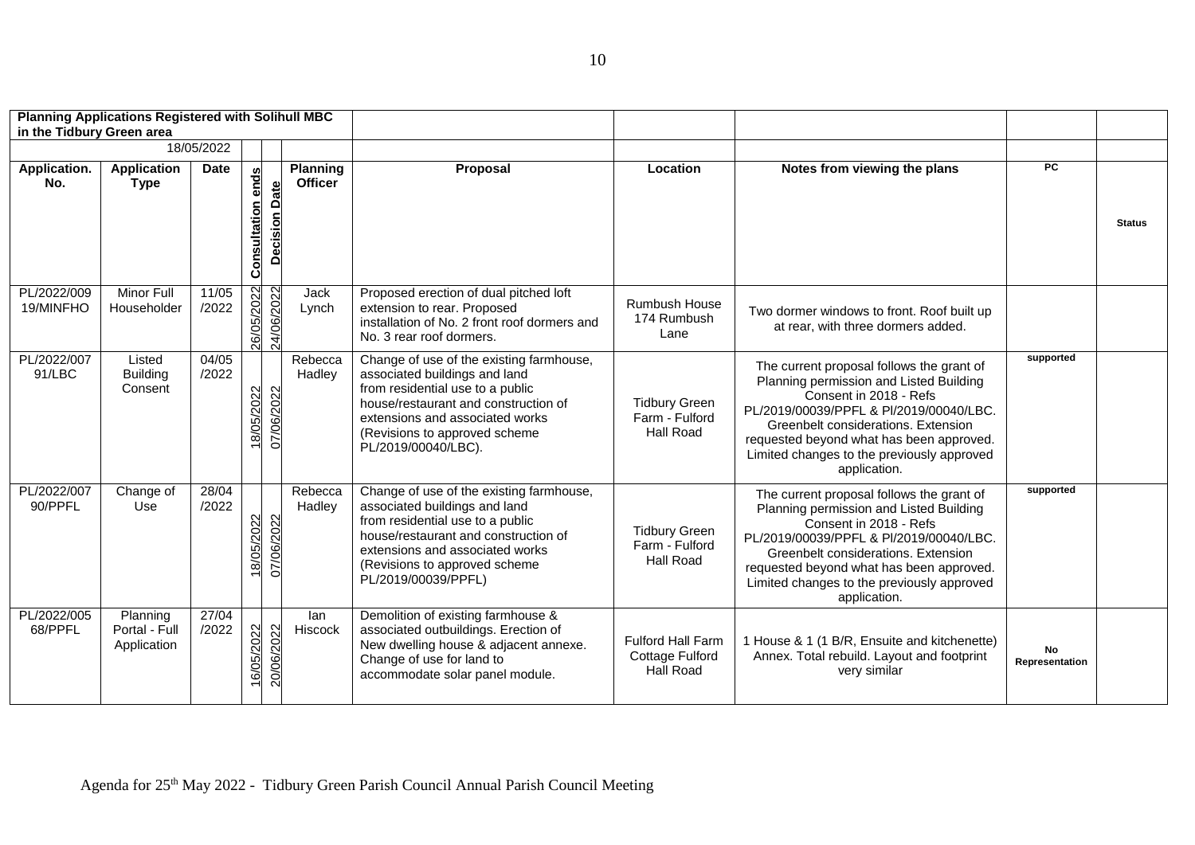| Planning Applications Registered with Solihull MBC in the Tidbury Green area | | | | | | | | | | |
|---|---|---|---|---|---|---|---|---|---|---|
| | | 18/05/2022 | | | | | | | | |
| **Application. No.** | **Application Type** | **Date** | **Consultation ends** | **Decision Date** | **Planning Officer** | **Proposal** | **Location** | **Notes from viewing the plans** | **PC** | **Status** |
| PL/2022/00919/MINFHO | Minor Full Householder | 11/05/2022 | 26/05/2022 | 24/06/2022 | Jack Lynch | Proposed erection of dual pitched loft extension to rear. Proposed installation of No. 2 front roof dormers and No. 3 rear roof dormers. | Rumbush House 174 Rumbush Lane | Two dormer windows to front. Roof built up at rear, with three dormers added. | | |
| PL/2022/00791/LBC | Listed Building Consent | 04/05/2022 | 18/05/2022 | 07/06/2022 | Rebecca Hadley | Change of use of the existing farmhouse, associated buildings and land from residential use to a public house/restaurant and construction of extensions and associated works (Revisions to approved scheme PL/2019/00040/LBC). | Tidbury Green Farm - Fulford Hall Road | The current proposal follows the grant of Planning permission and Listed Building Consent in 2018 - Refs PL/2019/00039/PPFL & Pl/2019/00040/LBC. Greenbelt considerations. Extension requested beyond what has been approved. Limited changes to the previously approved application. | supported | |
| PL/2022/00790/PPFL | Change of Use | 28/04/2022 | 18/05/2022 | 07/06/2022 | Rebecca Hadley | Change of use of the existing farmhouse, associated buildings and land from residential use to a public house/restaurant and construction of extensions and associated works (Revisions to approved scheme PL/2019/00039/PPFL) | Tidbury Green Farm - Fulford Hall Road | The current proposal follows the grant of Planning permission and Listed Building Consent in 2018 - Refs PL/2019/00039/PPFL & Pl/2019/00040/LBC. Greenbelt considerations. Extension requested beyond what has been approved. Limited changes to the previously approved application. | supported | |
| PL/2022/00568/PPFL | Planning Portal - Full Application | 27/04/2022 | 16/05/2022 | 20/06/2022 | Ian Hiscock | Demolition of existing farmhouse & associated outbuildings. Erection of New dwelling house & adjacent annexe. Change of use for land to accommodate solar panel module. | Fulford Hall Farm Cottage Fulford Hall Road | 1 House & 1 (1 B/R, Ensuite and kitchenette) Annex. Total rebuild. Layout and footprint very similar | No Representation | |

Agenda for 25th May 2022 - Tidbury Green Parish Council Annual Parish Council Meeting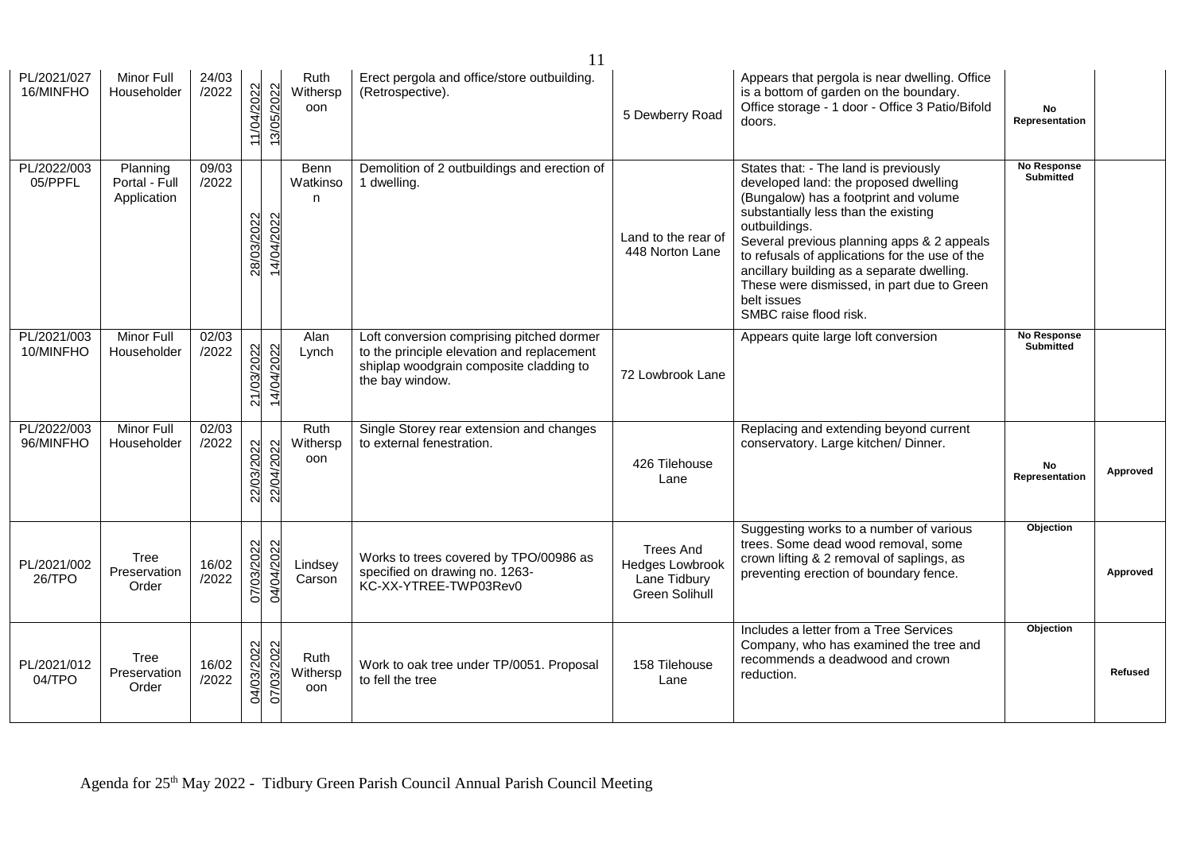| PL/2021/02716/MINFHO | Minor Full Householder | 24/03/2022 | 11/04/2022 | 13/05/2022 | Ruth Withersp oon | Erect pergola and office/store outbuilding. (Retrospective). | 5 Dewberry Road | Appears that pergola is near dwelling. Office is a bottom of garden on the boundary. Office storage - 1 door - Office 3 Patio/Bifold doors. | **No Representation** | |
|---|---|---|---|---|---|---|---|---|---|---|
| PL/2022/00305/PPFL | Planning Portal - Full Application | 09/03/2022 | 28/03/2022 | 14/04/2022 | Benn Watkinson | Demolition of 2 outbuildings and erection of 1 dwelling. | Land to the rear of 448 Norton Lane | States that: - The land is previously developed land: the proposed dwelling (Bungalow) has a footprint and volume substantially less than the existing outbuildings.<br>Several previous planning apps & 2 appeals to refusals of applications for the use of the ancillary building as a separate dwelling. These were dismissed, in part due to Green belt issues<br>SMBC raise flood risk. | **No Response Submitted** | |
| PL/2021/00310/MINFHO | Minor Full Householder | 02/03/2022 | 21/03/2022 | 14/04/2022 | Alan Lynch | Loft conversion comprising pitched dormer to the principle elevation and replacement shiplap woodgrain composite cladding to the bay window. | 72 Lowbrook Lane | Appears quite large loft conversion | **No Response Submitted** | |
| PL/2022/00396/MINFHO | Minor Full Householder | 02/03/2022 | 22/03/2022 | 22/04/2022 | Ruth Withersp oon | Single Storey rear extension and changes to external fenestration. | 426 Tilehouse Lane | Replacing and extending beyond current conservatory. Large kitchen/ Dinner. | **No Representation** | **Approved** |
| PL/2021/00226/TPO | Tree Preservation Order | 16/02/2022 | 07/03/2022 | 04/04/2022 | Lindsey Carson | Works to trees covered by TPO/00986 as specified on drawing no. 1263-KC-XX-YTREE-TWP03Rev0 | Trees And Hedges Lowbrook Lane Tidbury Green Solihull | Suggesting works to a number of various trees. Some dead wood removal, some crown lifting & 2 removal of saplings, as preventing erection of boundary fence. | **Objection** | **Approved** |
| PL/2021/01204/TPO | Tree Preservation Order | 16/02/2022 | 04/03/2022 | 07/03/2022 | Ruth Withersp oon | Work to oak tree under TP/0051. Proposal to fell the tree | 158 Tilehouse Lane | Includes a letter from a Tree Services Company, who has examined the tree and recommends a deadwood and crown reduction. | **Objection** | **Refused** |

Agenda for 25th May 2022 - Tidbury Green Parish Council Annual Parish Council Meeting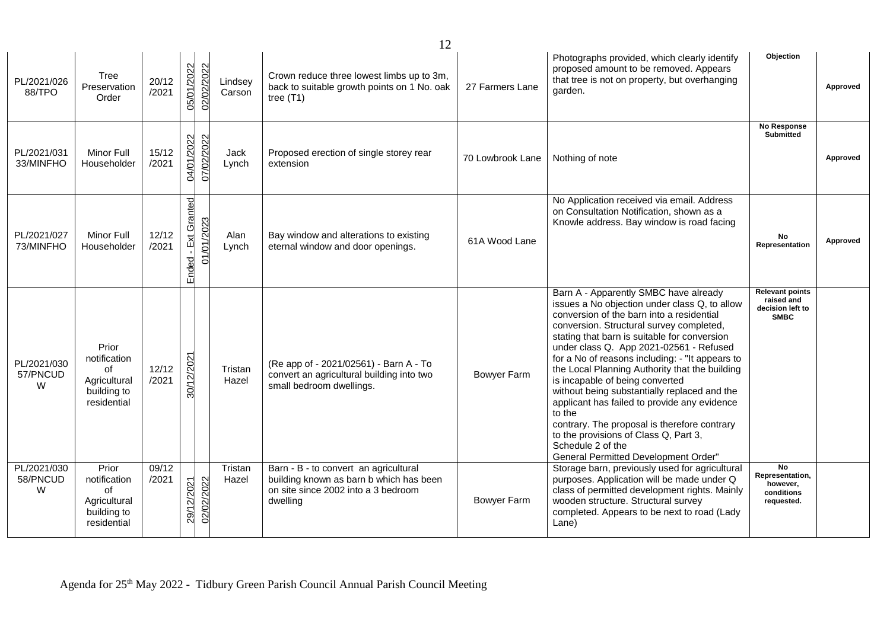| PL/2021/02688/TPO | Tree Preservation Order | 20/12/2021 | 05/01/2022 | 02/02/2022 | Lindsey Carson | Crown reduce three lowest limbs up to 3m, back to suitable growth points on 1 No. oak tree (T1) | 27 Farmers Lane | Photographs provided, which clearly identify proposed amount to be removed. Appears that tree is not on property, but overhanging garden. | **Objection** | **Approved** |
|---|---|---|---|---|---|---|---|---|---|---|
| PL/2021/03133/MINFHO | Minor Full Householder | 15/12/2021 | 04/01/2022 | 07/02/2022 | Jack Lynch | Proposed erection of single storey rear extension | 70 Lowbrook Lane | Nothing of note | **No Response Submitted** | **Approved** |
| PL/2021/02773/MINFHO | Minor Full Householder | 12/12/2021 | Ended - Ext Granted | 01/01/2023 | Alan Lynch | Bay window and alterations to existing eternal window and door openings. | 61A Wood Lane | No Application received via email. Address on Consultation Notification, shown as a Knowle address. Bay window is road facing | **No Representation** | **Approved** |
| PL/2021/03057/PNCUDW | Prior notification of Agricultural building to residential | 12/12/2021 | 30/12/2021 | | Tristan Hazel | (Re app of - 2021/02561) - Barn A - To convert an agricultural building into two small bedroom dwellings. | Bowyer Farm | Barn A - Apparently SMBC have already issues a No objection under class Q, to allow conversion of the barn into a residential conversion. Structural survey completed, stating that barn is suitable for conversion under class Q. App 2021-02561 - Refused for a No of reasons including: - "It appears to the Local Planning Authority that the building is incapable of being converted without being substantially replaced and the applicant has failed to provide any evidence to the contrary. The proposal is therefore contrary to the provisions of Class Q, Part 3, Schedule 2 of the General Permitted Development Order" | **Relevant points raised and decision left to SMBC** | |
| PL/2021/03058/PNCUDW | Prior notification of Agricultural building to residential | 09/12/2021 | 29/12/2021 | 02/02/2022 | Tristan Hazel | Barn - B - to convert an agricultural building known as barn b which has been on site since 2002 into a 3 bedroom dwelling | Bowyer Farm | Storage barn, previously used for agricultural purposes. Application will be made under Q class of permitted development rights. Mainly wooden structure. Structural survey completed. Appears to be next to road (Lady Lane) | **No Representation, however, conditions requested.** | |

Agenda for 25th May 2022 - Tidbury Green Parish Council Annual Parish Council Meeting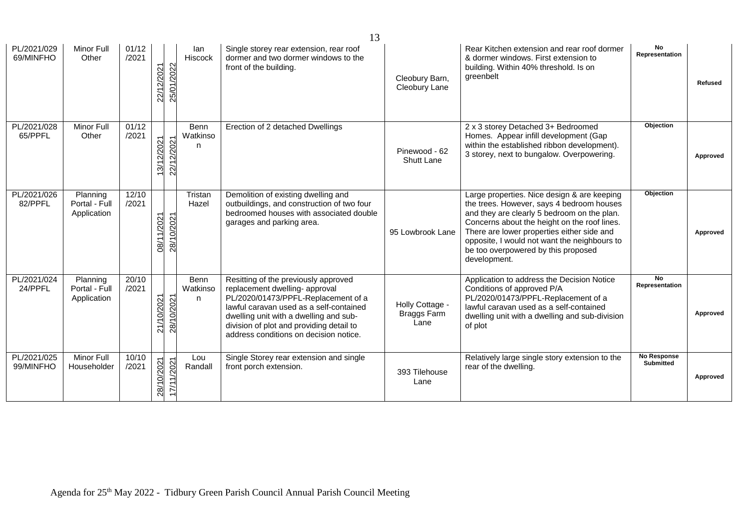| | | | | | | | | | | |
|---|---|---|---|---|---|---|---|---|---|---|
| PL/2021/02969/MINFHO | Minor Full Other | 01/12/2021 | 22/12/2021 | 25/01/2022 | Ian Hiscock | Single storey rear extension, rear roof dormer and two dormer windows to the front of the building. | Cleobury Barn, Cleobury Lane | Rear Kitchen extension and rear roof dormer & dormer windows. First extension to building. Within 40% threshold. Is on greenbelt | **No Representation** | **Refused** |
| PL/2021/02865/PPFL | Minor Full Other | 01/12/2021 | 13/12/2021 | 22/12/2021 | Benn Watkinson | Erection of 2 detached Dwellings | Pinewood - 62 Shutt Lane | 2 x 3 storey Detached 3+ Bedroomed Homes. Appear infill development (Gap within the established ribbon development). 3 storey, next to bungalow. Overpowering. | **Objection** | **Approved** |
| PL/2021/02682/PPFL | Planning Portal - Full Application | 12/10/2021 | 08/11/2021 | 28/10/2021 | Tristan Hazel | Demolition of existing dwelling and outbuildings, and construction of two four bedroomed houses with associated double garages and parking area. | 95 Lowbrook Lane | Large properties. Nice design & are keeping the trees. However, says 4 bedroom houses and they are clearly 5 bedroom on the plan. Concerns about the height on the roof lines. There are lower properties either side and opposite, I would not want the neighbours to be too overpowered by this proposed development. | **Objection** | **Approved** |
| PL/2021/02424/PPFL | Planning Portal - Full Application | 20/10/2021 | 21/10/2021 | 28/10/2021 | Benn Watkinson | Resitting of the previously approved replacement dwelling- approval PL/2020/01473/PPFL-Replacement of a lawful caravan used as a self-contained dwelling unit with a dwelling and sub-division of plot and providing detail to address conditions on decision notice. | Holly Cottage - Braggs Farm Lane | Application to address the Decision Notice Conditions of approved P/A PL/2020/01473/PPFL-Replacement of a lawful caravan used as a self-contained dwelling unit with a dwelling and sub-division of plot | **No Representation** | **Approved** |
| PL/2021/02599/MINFHO | Minor Full Householder | 10/10/2021 | 28/10/2021 | 17/11/2021 | Lou Randall | Single Storey rear extension and single front porch extension. | 393 Tilehouse Lane | Relatively large single story extension to the rear of the dwelling. | **No Response Submitted** | **Approved** |

Agenda for 25th May 2022 - Tidbury Green Parish Council Annual Parish Council Meeting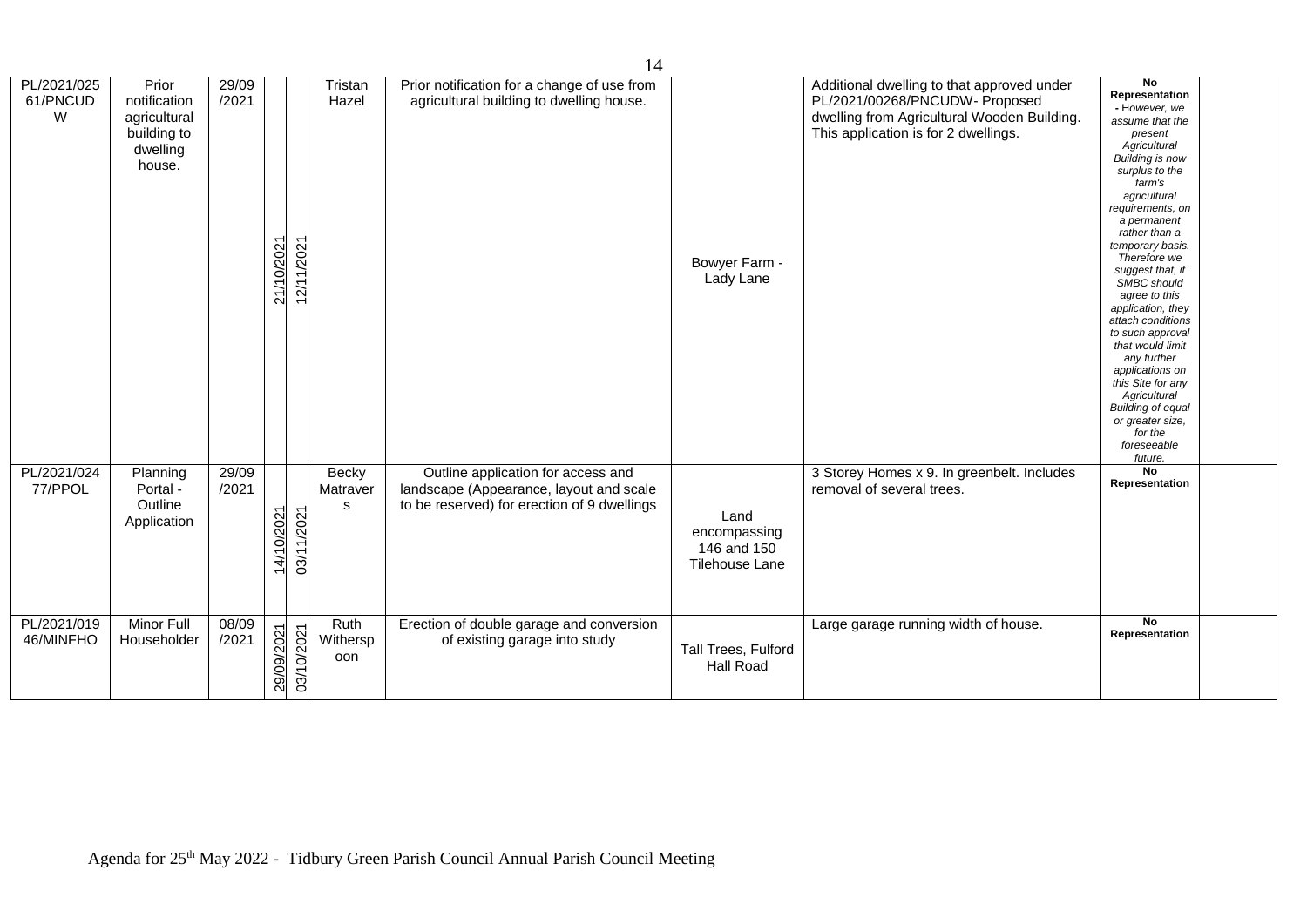| PL/2021/02561/PNCUDW | Prior notification agricultural building to dwelling house. | 29/09/2021 | 21/10/2021 | 12/11/2021 | Tristan Hazel | Prior notification for a change of use from agricultural building to dwelling house. | Bowyer Farm - Lady Lane | Additional dwelling to that approved under PL/2021/00268/PNCUDW- Proposed dwelling from Agricultural Wooden Building. This application is for 2 dwellings. | **No Representation** *- However, we assume that the present Agricultural Building is now surplus to the farm's agricultural requirements, on a permanent rather than a temporary basis. Therefore we suggest that, if SMBC should agree to this application, they attach conditions to such approval that would limit any further applications on this Site for any Agricultural Building of equal or greater size, for the foreseeable future.* | |
|---|---|---|---|---|---|---|---|---|---|---|
| PL/2021/02477/PPOL | Planning Portal - Outline Application | 29/09/2021 | 14/10/2021 | 03/11/2021 | Becky Matravers | Outline application for access and landscape (Appearance, layout and scale to be reserved) for erection of 9 dwellings | Land encompassing 146 and 150 Tilehouse Lane | 3 Storey Homes x 9. In greenbelt. Includes removal of several trees. | **No Representation** | |
| PL/2021/01946/MINFHO | Minor Full Householder | 08/09/2021 | 29/09/2021 | 03/10/2021 | Ruth Witherspoon | Erection of double garage and conversion of existing garage into study | Tall Trees, Fulford Hall Road | Large garage running width of house. | **No Representation** | |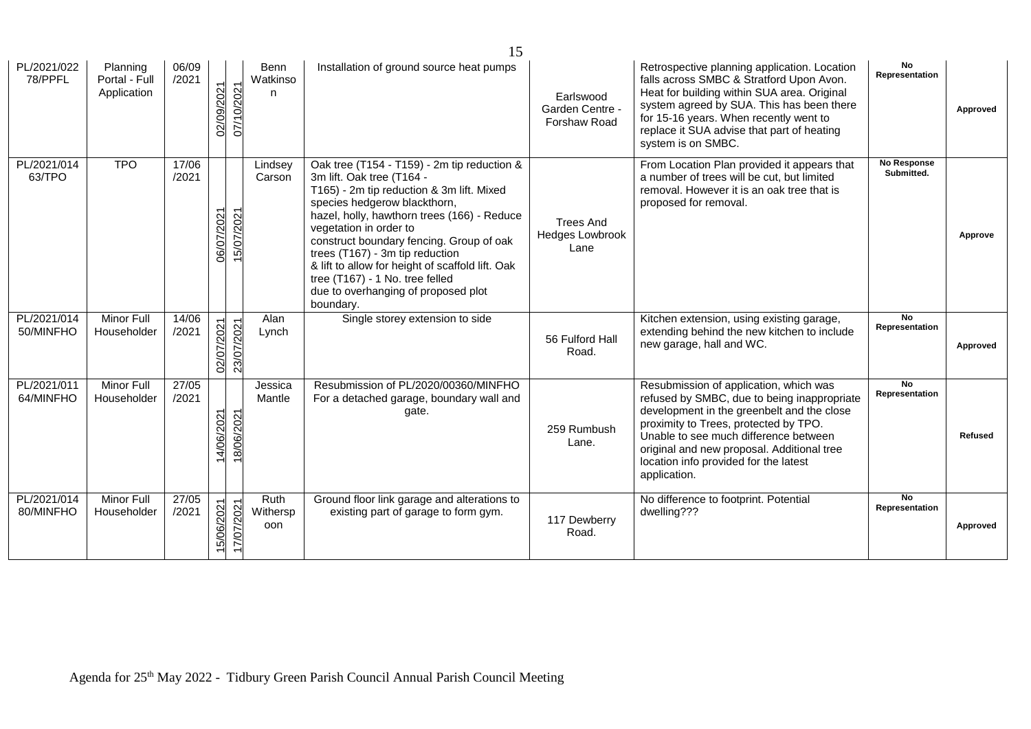| PL/2021/02278/PPFL | Planning Portal - Full Application | 06/09/2021 | 02/09/2021 | 07/10/2021 | Benn Watkinson | Installation of ground source heat pumps | Earlswood Garden Centre - Forshaw Road | Retrospective planning application. Location falls across SMBC & Stratford Upon Avon. Heat for building within SUA area. Original system agreed by SUA. This has been there for 15-16 years. When recently went to replace it SUA advise that part of heating system is on SMBC. | **No Representation** | **Approved** |
|---|---|---|---|---|---|---|---|---|---|---|
| PL/2021/01463/TPO | TPO | 17/06/2021 | 06/07/2021 | 15/07/2021 | Lindsey Carson | Oak tree (T154 - T159) - 2m tip reduction & 3m lift. Oak tree (T164 - T165) - 2m tip reduction & 3m lift. Mixed species hedgerow blackthorn, hazel, holly, hawthorn trees (166) - Reduce vegetation in order to construct boundary fencing. Group of oak trees (T167) - 3m tip reduction & lift to allow for height of scaffold lift. Oak tree (T167) - 1 No. tree felled due to overhanging of proposed plot boundary. | Trees And Hedges Lowbrook Lane | From Location Plan provided it appears that a number of trees will be cut, but limited removal. However it is an oak tree that is proposed for removal. | **No Response Submitted.** | **Approve** |
| PL/2021/01450/MINFHO | Minor Full Householder | 14/06/2021 | 02/07/2021 | 23/07/2021 | Alan Lynch | Single storey extension to side | 56 Fulford Hall Road. | Kitchen extension, using existing garage, extending behind the new kitchen to include new garage, hall and WC. | **No Representation** | **Approved** |
| PL/2021/01164/MINFHO | Minor Full Householder | 27/05/2021 | 14/06/2021 | 18/06/2021 | Jessica Mantle | Resubmission of PL/2020/00360/MINFHO For a detached garage, boundary wall and gate. | 259 Rumbush Lane. | Resubmission of application, which was refused by SMBC, due to being inappropriate development in the greenbelt and the close proximity to Trees, protected by TPO. Unable to see much difference between original and new proposal. Additional tree location info provided for the latest application. | **No Representation** | **Refused** |
| PL/2021/01480/MINFHO | Minor Full Householder | 27/05/2021 | 15/06/2021 | 17/07/2021 | Ruth Withersp oon | Ground floor link garage and alterations to existing part of garage to form gym. | 117 Dewberry Road. | No difference to footprint. Potential dwelling??? | **No Representation** | **Approved** |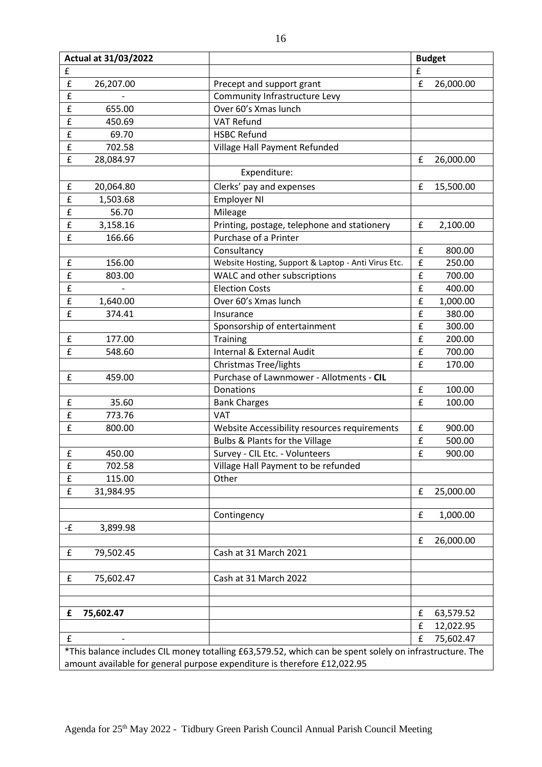| Actual at 31/03/2022 | | Budget |
|---|---|---|
| £ | | £ |
| £ 26,207.00 | Precept and support grant | £ 26,000.00 |
| £ - | Community Infrastructure Levy | |
| £ 655.00 | Over 60's Xmas lunch | |
| £ 450.69 | VAT Refund | |
| £ 69.70 | HSBC Refund | |
| £ 702.58 | Village Hall Payment Refunded | |
| £ 28,084.97 | | £ 26,000.00 |
| | Expenditure: | |
| £ 20,064.80 | Clerks' pay and expenses | £ 15,500.00 |
| £ 1,503.68 | Employer NI | |
| £ 56.70 | Mileage | |
| £ 3,158.16 | Printing, postage, telephone and stationery | £ 2,100.00 |
| £ 166.66 | Purchase of a Printer | |
| | Consultancy | £ 800.00 |
| £ 156.00 | Website Hosting, Support & Laptop - Anti Virus Etc. | £ 250.00 |
| £ 803.00 | WALC and other subscriptions | £ 700.00 |
| £ - | Election Costs | £ 400.00 |
| £ 1,640.00 | Over 60's Xmas lunch | £ 1,000.00 |
| £ 374.41 | Insurance | £ 380.00 |
| | Sponsorship of entertainment | £ 300.00 |
| £ 177.00 | Training | £ 200.00 |
| £ 548.60 | Internal & External Audit | £ 700.00 |
| | Christmas Tree/lights | £ 170.00 |
| £ 459.00 | Purchase of Lawnmower - Allotments - **CIL** | |
| | Donations | £ 100.00 |
| £ 35.60 | Bank Charges | £ 100.00 |
| £ 773.76 | VAT | |
| £ 800.00 | Website Accessibility resources requirements | £ 900.00 |
| | Bulbs & Plants for the Village | £ 500.00 |
| £ 450.00 | Survey - CIL Etc. - Volunteers | £ 900.00 |
| £ 702.58 | Village Hall Payment to be refunded | |
| £ 115.00 | Other | |
| £ 31,984.95 | | £ 25,000.00 |
| | | |
| | Contingency | £ 1,000.00 |
| -£ 3,899.98 | | |
| | | £ 26,000.00 |
| £ 79,502.45 | Cash at 31 March 2021 | |
| | | |
| £ 75,602.47 | Cash at 31 March 2022 | |
| | | |
| | | |
| **£ 75,602.47** | | £ 63,579.52 |
| | | £ 12,022.95 |
| £ - | | £ 75,602.47 |

*This balance includes CIL money totalling £63,579.52, which can be spent solely on infrastructure. The amount available for general purpose expenditure is therefore £12,022.95